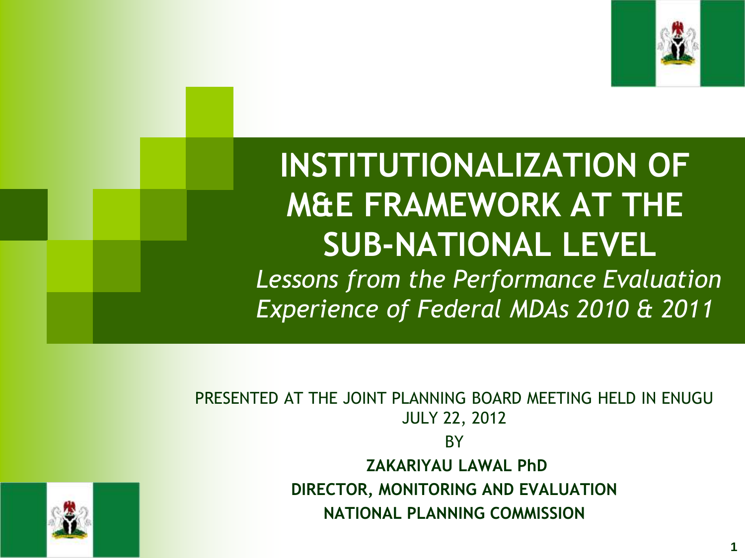# INSTITUTIONALIZATION OF M&E FRAMEWORK AT THE SUB-NATIONAL LEVEL

*Lessons from the Performance Evaluation Experience of Federal MDAs 2010 & 2011*

PRESENTED AT THE JOINT PLANNING BOARD MEETING HELD IN ENUGU
JULY 22, 2012

BY

**ZAKARIYAU LAWAL PhD**

**DIRECTOR, MONITORING AND EVALUATION**

**NATIONAL PLANNING COMMISSION**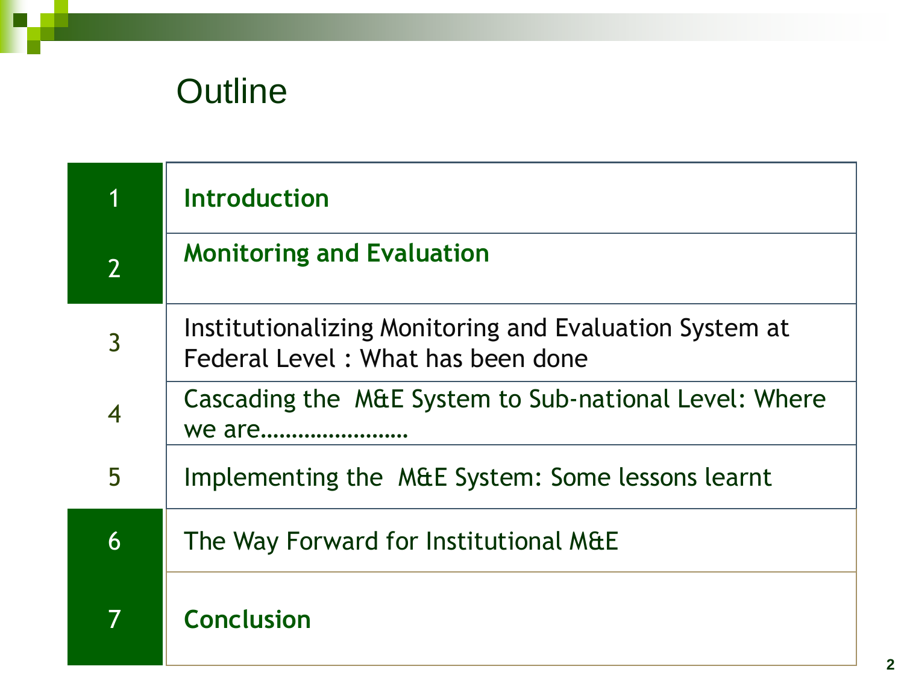# Outline

| | |
|---|---|
| 1 | **Introduction** |
| 2 | **Monitoring and Evaluation** |
| 3 | Institutionalizing Monitoring and Evaluation System at Federal Level : What has been done |
| 4 | Cascading the M&E System to Sub-national Level: Where we are…………………… |
| 5 | Implementing the M&E System: Some lessons learnt |
| 6 | The Way Forward for Institutional M&E |
| 7 | **Conclusion** |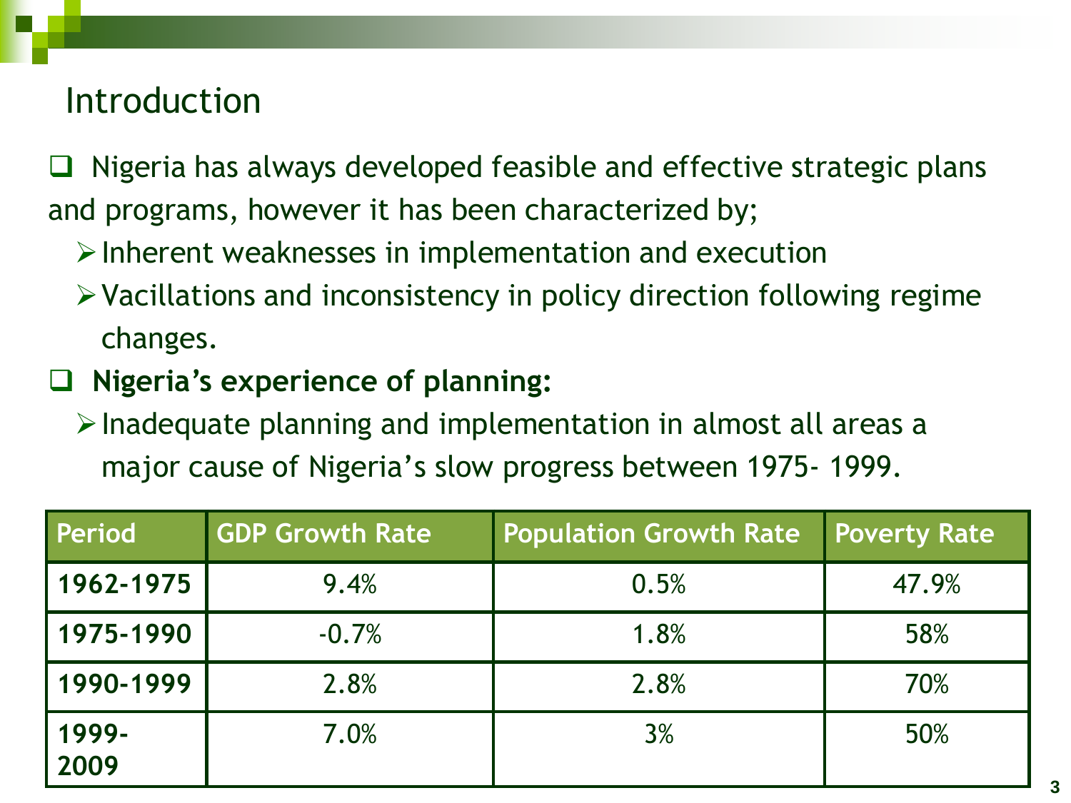# Introduction

- Nigeria has always developed feasible and effective strategic plans and programs, however it has been characterized by;
  - Inherent weaknesses in implementation and execution
  - Vacillations and inconsistency in policy direction following regime changes.
- **Nigeria's experience of planning:**
  - Inadequate planning and implementation in almost all areas a major cause of Nigeria's slow progress between 1975- 1999.

| Period | GDP Growth Rate | Population Growth Rate | Poverty Rate |
|---|---|---|---|
| **1962-1975** | 9.4% | 0.5% | 47.9% |
| **1975-1990** | -0.7% | 1.8% | 58% |
| **1990-1999** | 2.8% | 2.8% | 70% |
| **1999-2009** | 7.0% | 3% | 50% |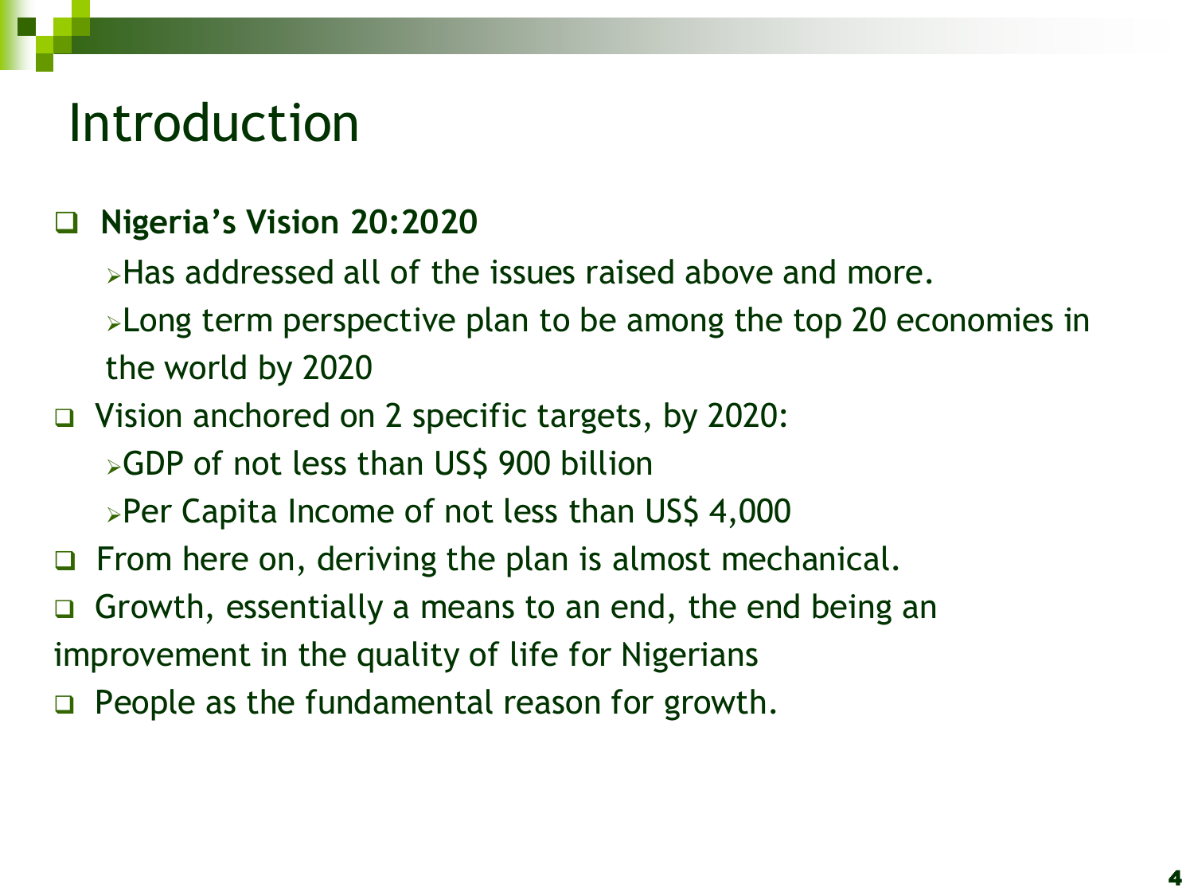# Introduction

- **Nigeria's Vision 20:2020**
  - Has addressed all of the issues raised above and more.
  - Long term perspective plan to be among the top 20 economies in the world by 2020
- Vision anchored on 2 specific targets, by 2020:
  - GDP of not less than US$ 900 billion
  - Per Capita Income of not less than US$ 4,000
- From here on, deriving the plan is almost mechanical.
- Growth, essentially a means to an end, the end being an improvement in the quality of life for Nigerians
- People as the fundamental reason for growth.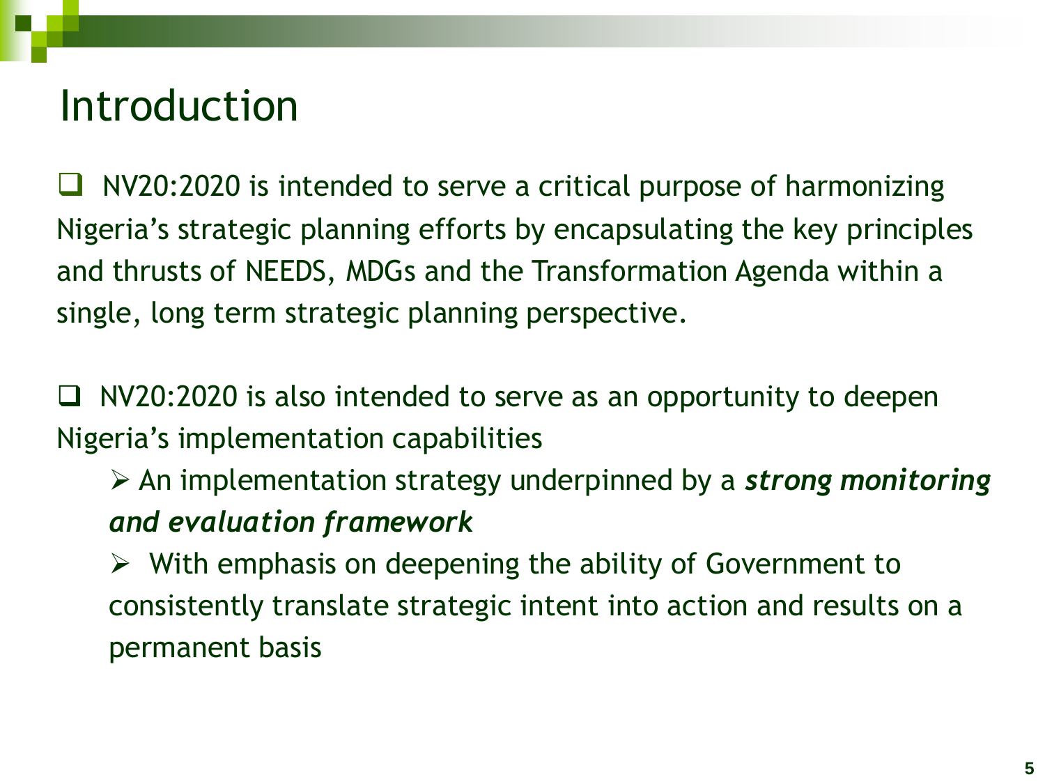# Introduction

- NV20:2020 is intended to serve a critical purpose of harmonizing Nigeria's strategic planning efforts by encapsulating the key principles and thrusts of NEEDS, MDGs and the Transformation Agenda within a single, long term strategic planning perspective.

- NV20:2020 is also intended to serve as an opportunity to deepen Nigeria's implementation capabilities
  - An implementation strategy underpinned by a ***strong monitoring and evaluation framework***
  - With emphasis on deepening the ability of Government to consistently translate strategic intent into action and results on a permanent basis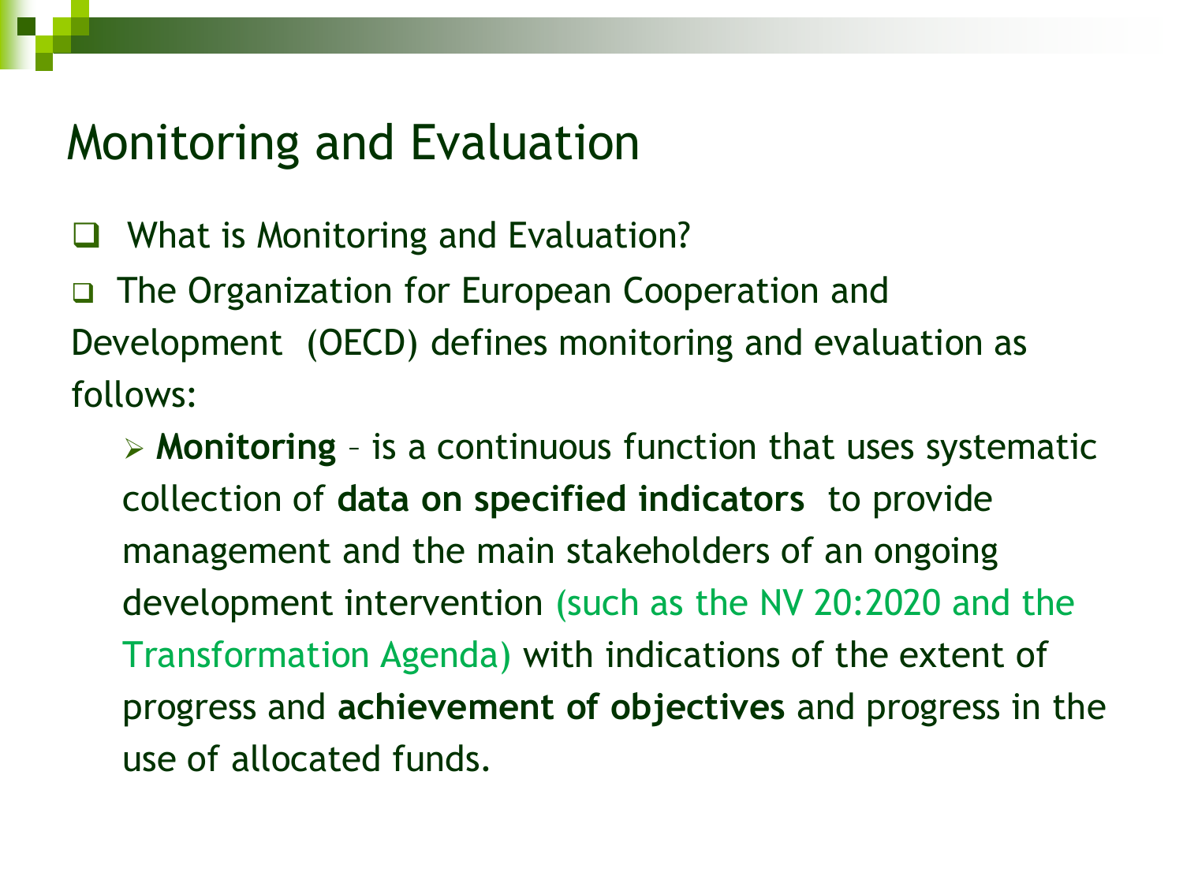# Monitoring and Evaluation

- What is Monitoring and Evaluation?
- The Organization for European Cooperation and Development  (OECD) defines monitoring and evaluation as follows:
  - **Monitoring** – is a continuous function that uses systematic collection of **data on specified indicators**  to provide management and the main stakeholders of an ongoing development intervention (such as the NV 20:2020 and the Transformation Agenda) with indications of the extent of progress and **achievement of objectives** and progress in the use of allocated funds.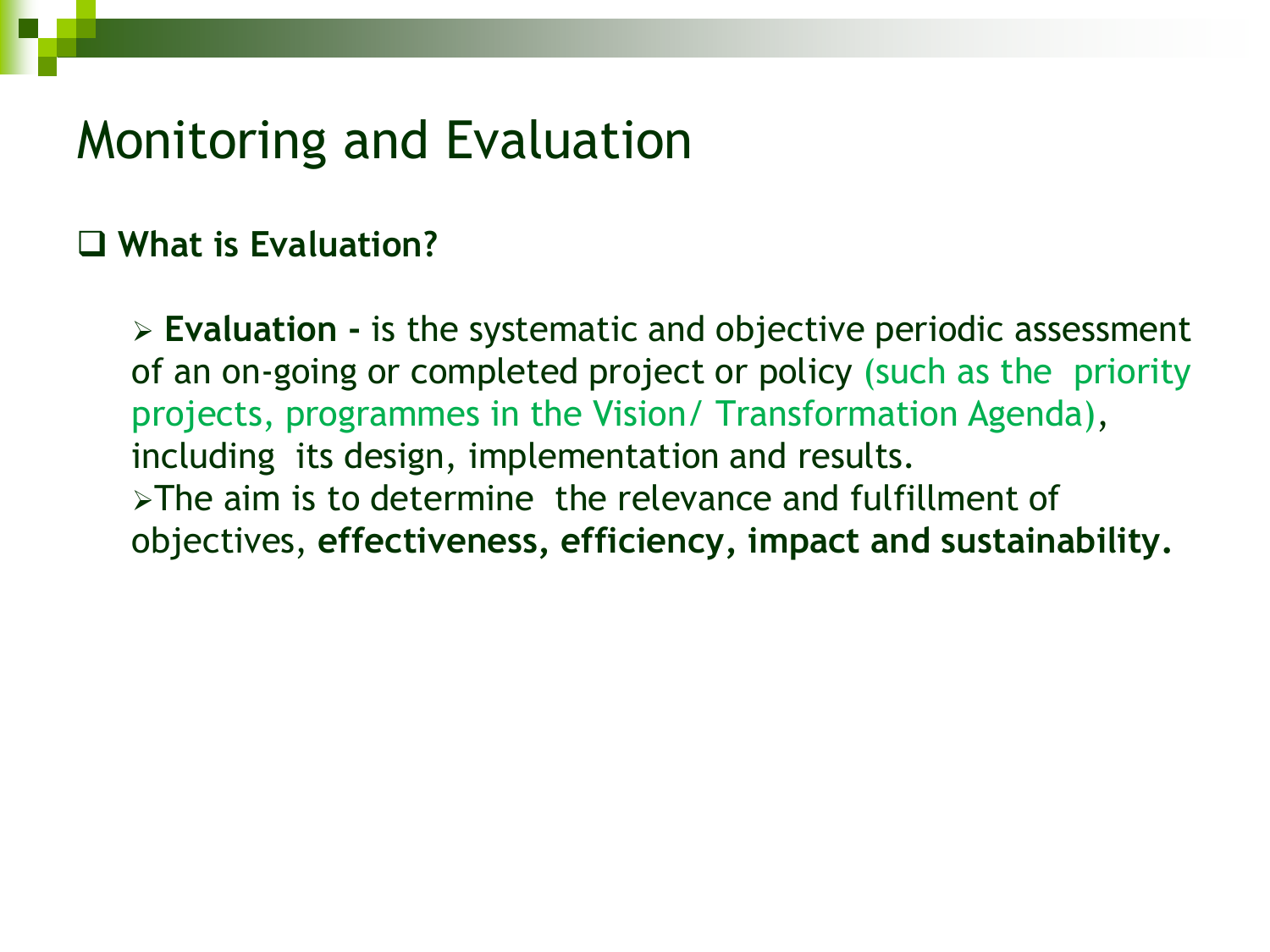# Monitoring and Evaluation

- **What is Evaluation?**

  - **Evaluation -** is the systematic and objective periodic assessment of an on-going or completed project or policy (such as the priority projects, programmes in the Vision/ Transformation Agenda), including its design, implementation and results.
  - The aim is to determine the relevance and fulfillment of objectives, **effectiveness, efficiency, impact and sustainability.**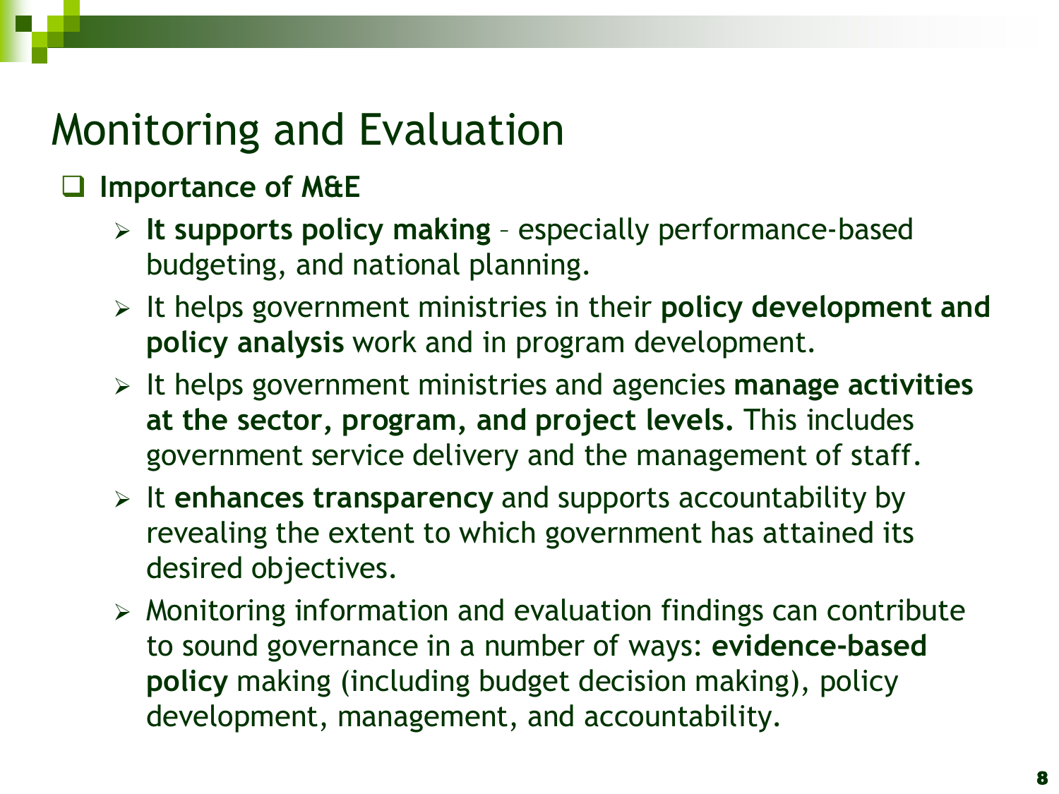# Monitoring and Evaluation

- **Importance of M&E**
  - **It supports policy making** – especially performance-based budgeting, and national planning.
  - It helps government ministries in their **policy development and policy analysis** work and in program development.
  - It helps government ministries and agencies **manage activities at the sector, program, and project levels.** This includes government service delivery and the management of staff.
  - It **enhances transparency** and supports accountability by revealing the extent to which government has attained its desired objectives.
  - Monitoring information and evaluation findings can contribute to sound governance in a number of ways: **evidence-based policy** making (including budget decision making), policy development, management, and accountability.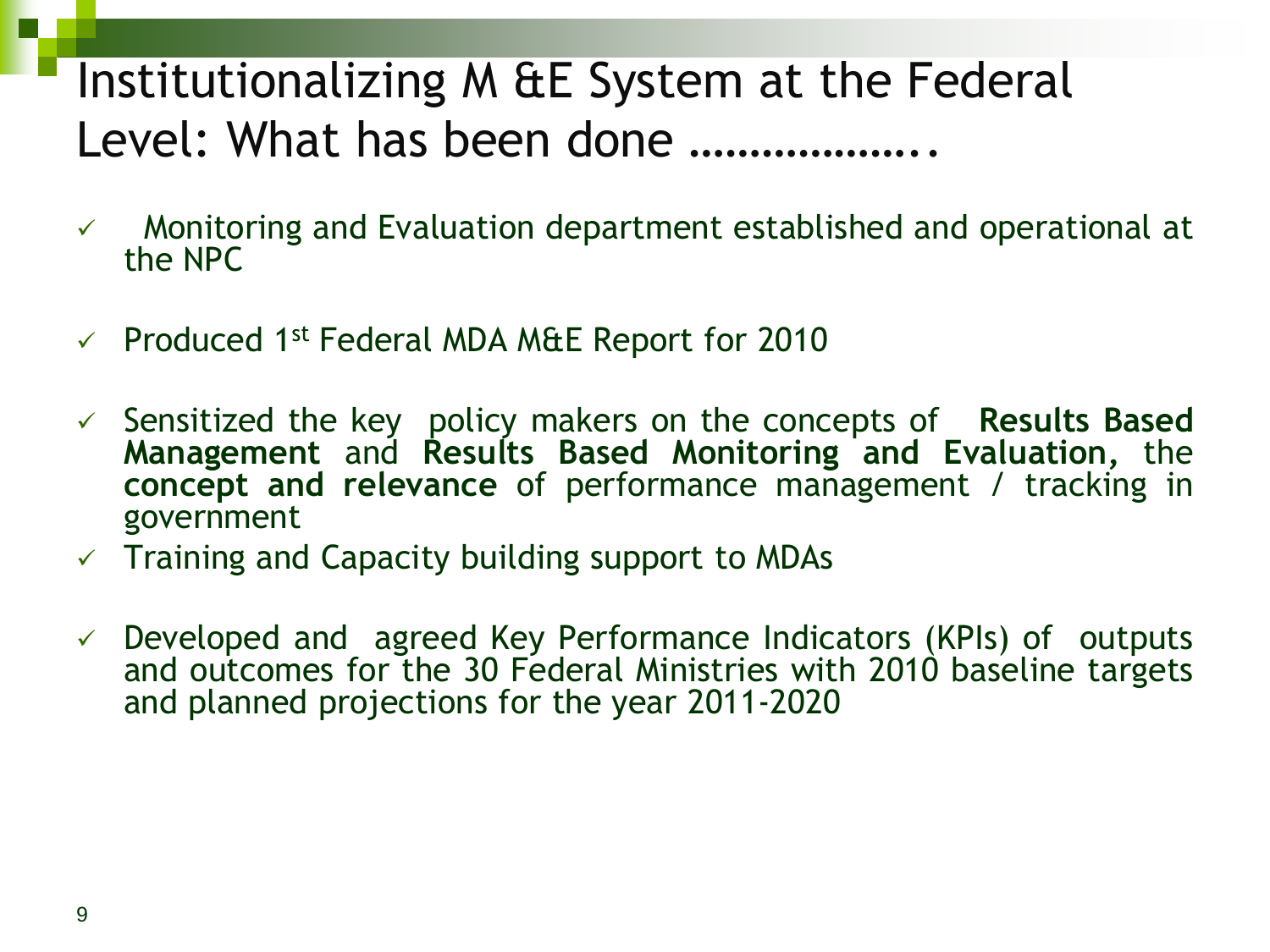# Institutionalizing M &E System at the Federal Level: What has been done ………………..

- ✓ Monitoring and Evaluation department established and operational at the NPC
- ✓ Produced 1st Federal MDA M&E Report for 2010
- ✓ Sensitized the key policy makers on the concepts of **Results Based Management** and **Results Based Monitoring and Evaluation,** the **concept and relevance** of performance management / tracking in government
- ✓ Training and Capacity building support to MDAs
- ✓ Developed and agreed Key Performance Indicators (KPIs) of outputs and outcomes for the 30 Federal Ministries with 2010 baseline targets and planned projections for the year 2011-2020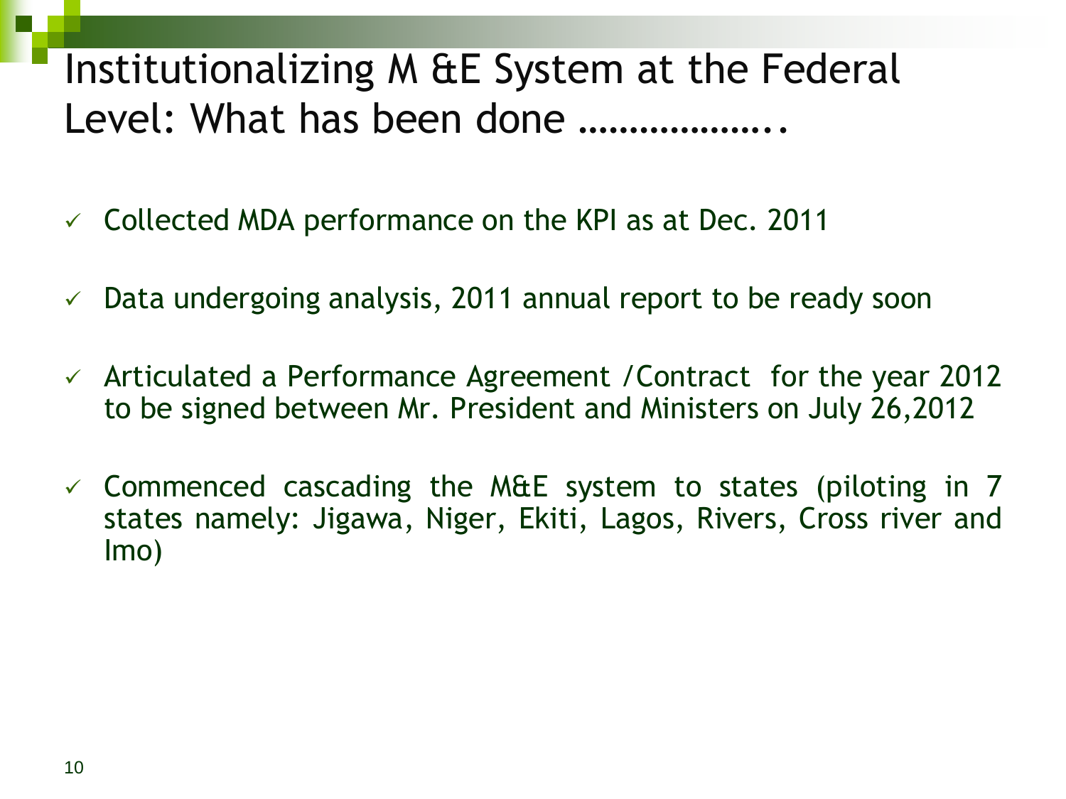# Institutionalizing M &E System at the Federal Level: What has been done ………………..

- ✓ Collected MDA performance on the KPI as at Dec. 2011
- ✓ Data undergoing analysis, 2011 annual report to be ready soon
- ✓ Articulated a Performance Agreement /Contract for the year 2012 to be signed between Mr. President and Ministers on July 26,2012
- ✓ Commenced cascading the M&E system to states (piloting in 7 states namely: Jigawa, Niger, Ekiti, Lagos, Rivers, Cross river and Imo)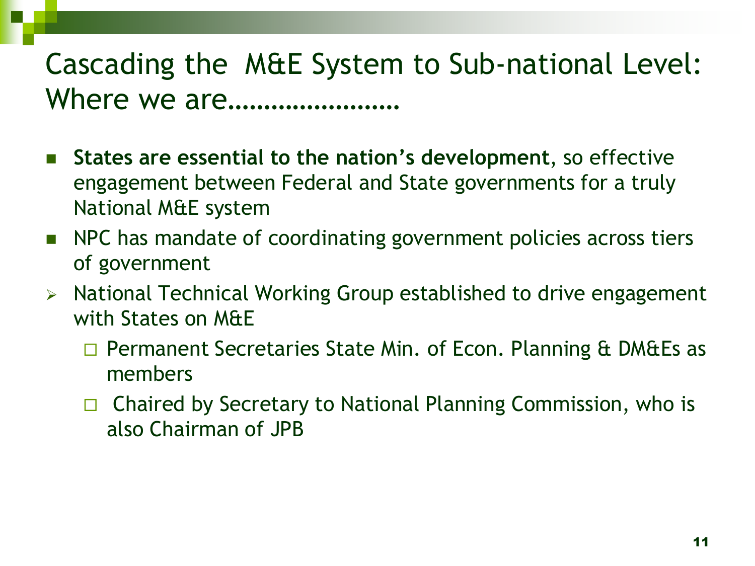# Cascading the M&E System to Sub-national Level: Where we are……………………

- **States are essential to the nation's development**, so effective engagement between Federal and State governments for a truly National M&E system
- NPC has mandate of coordinating government policies across tiers of government
- National Technical Working Group established to drive engagement with States on M&E
  - Permanent Secretaries State Min. of Econ. Planning & DM&Es as members
  - Chaired by Secretary to National Planning Commission, who is also Chairman of JPB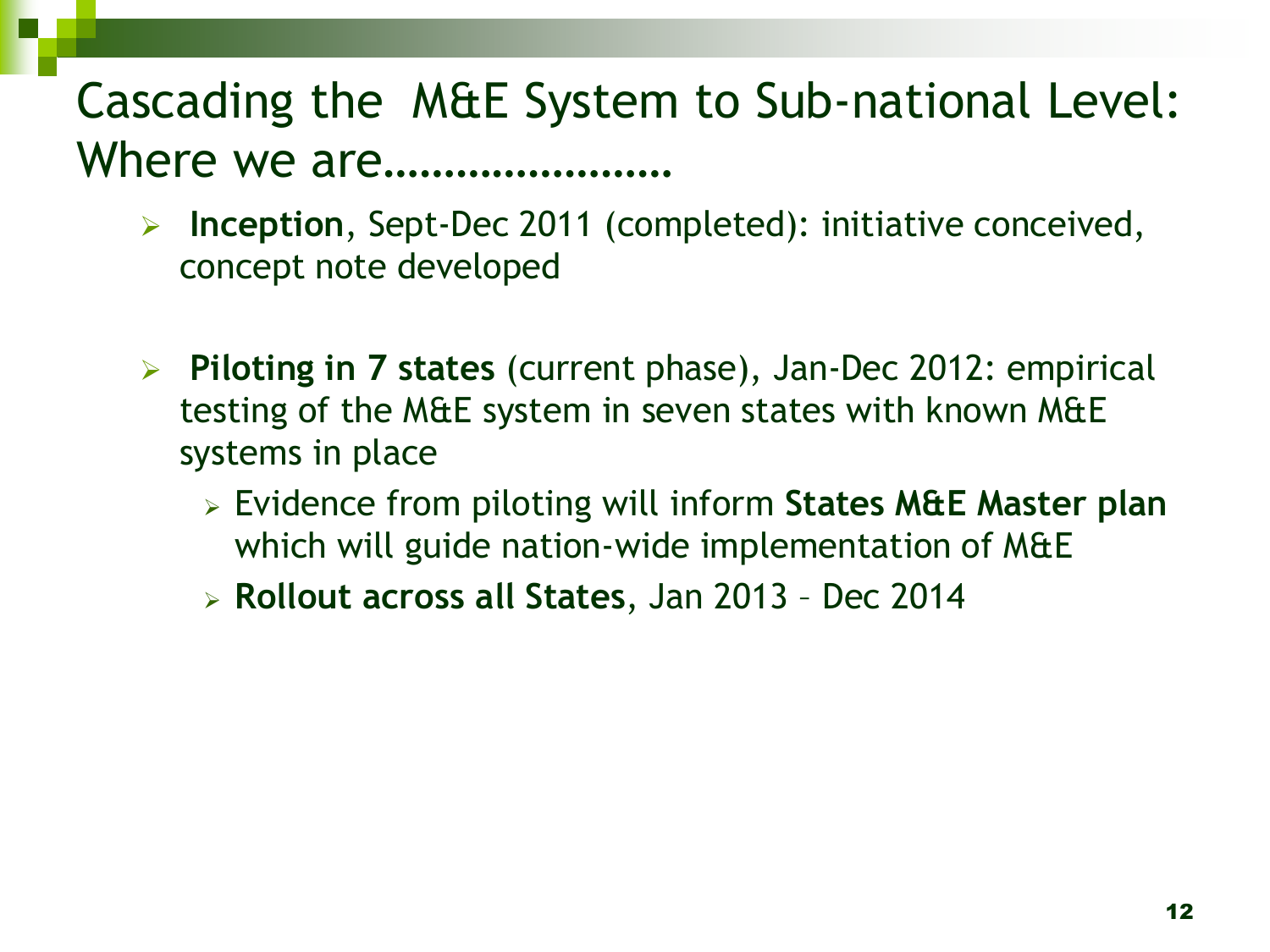# Cascading the M&E System to Sub-national Level: Where we are……………………

- **Inception**, Sept-Dec 2011 (completed): initiative conceived, concept note developed

- **Piloting in 7 states** (current phase), Jan-Dec 2012: empirical testing of the M&E system in seven states with known M&E systems in place
  - Evidence from piloting will inform **States M&E Master plan** which will guide nation-wide implementation of M&E
  - **Rollout across all States**, Jan 2013 – Dec 2014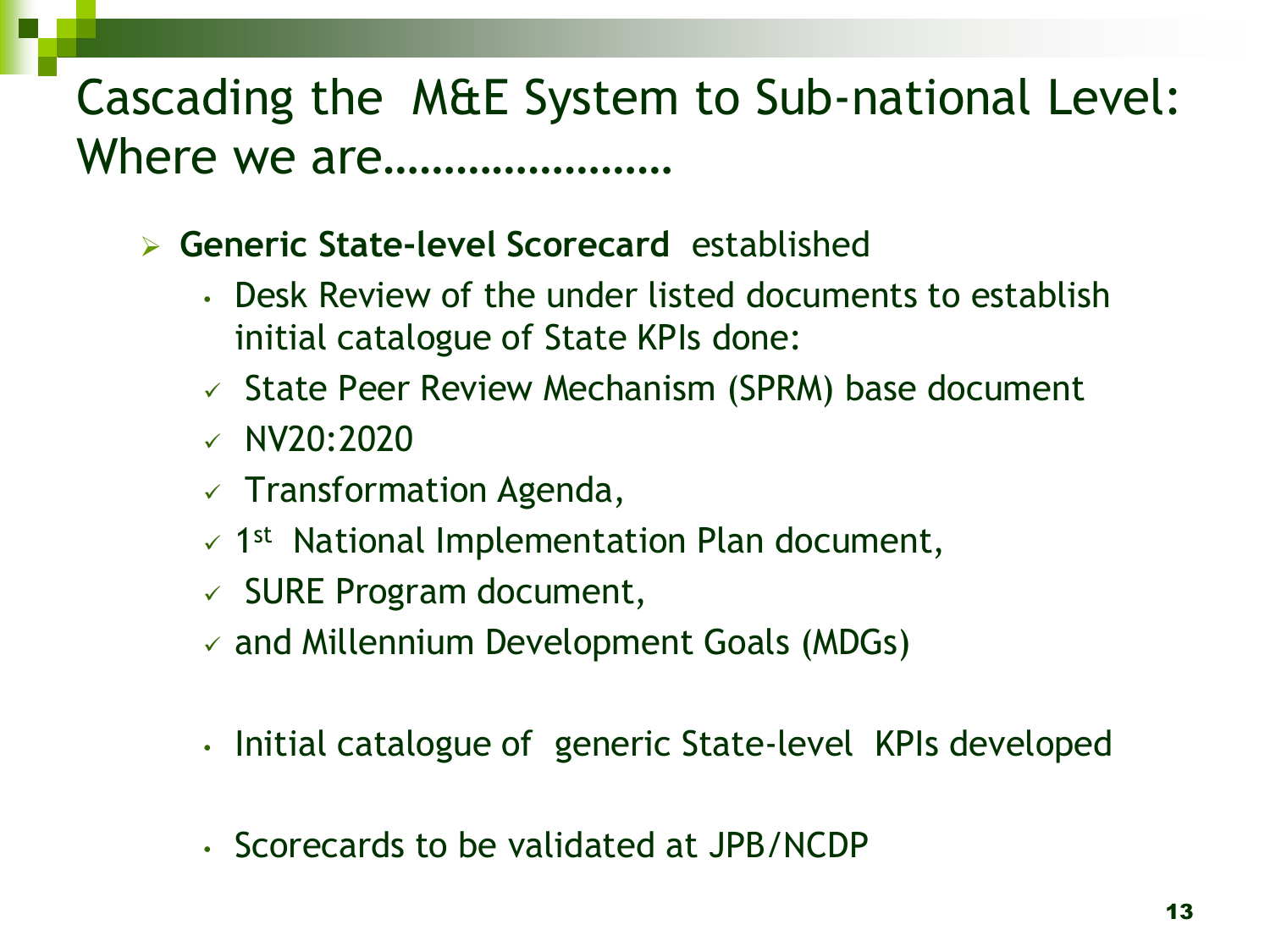# Cascading the M&E System to Sub-national Level: Where we are……………………

- **Generic State-level Scorecard** established
  - Desk Review of the under listed documents to establish initial catalogue of State KPIs done:
    - ✓ State Peer Review Mechanism (SPRM) base document
    - ✓ NV20:2020
    - ✓ Transformation Agenda,
    - ✓ 1st National Implementation Plan document,
    - ✓ SURE Program document,
    - ✓ and Millennium Development Goals (MDGs)
  - Initial catalogue of generic State-level KPIs developed
  - Scorecards to be validated at JPB/NCDP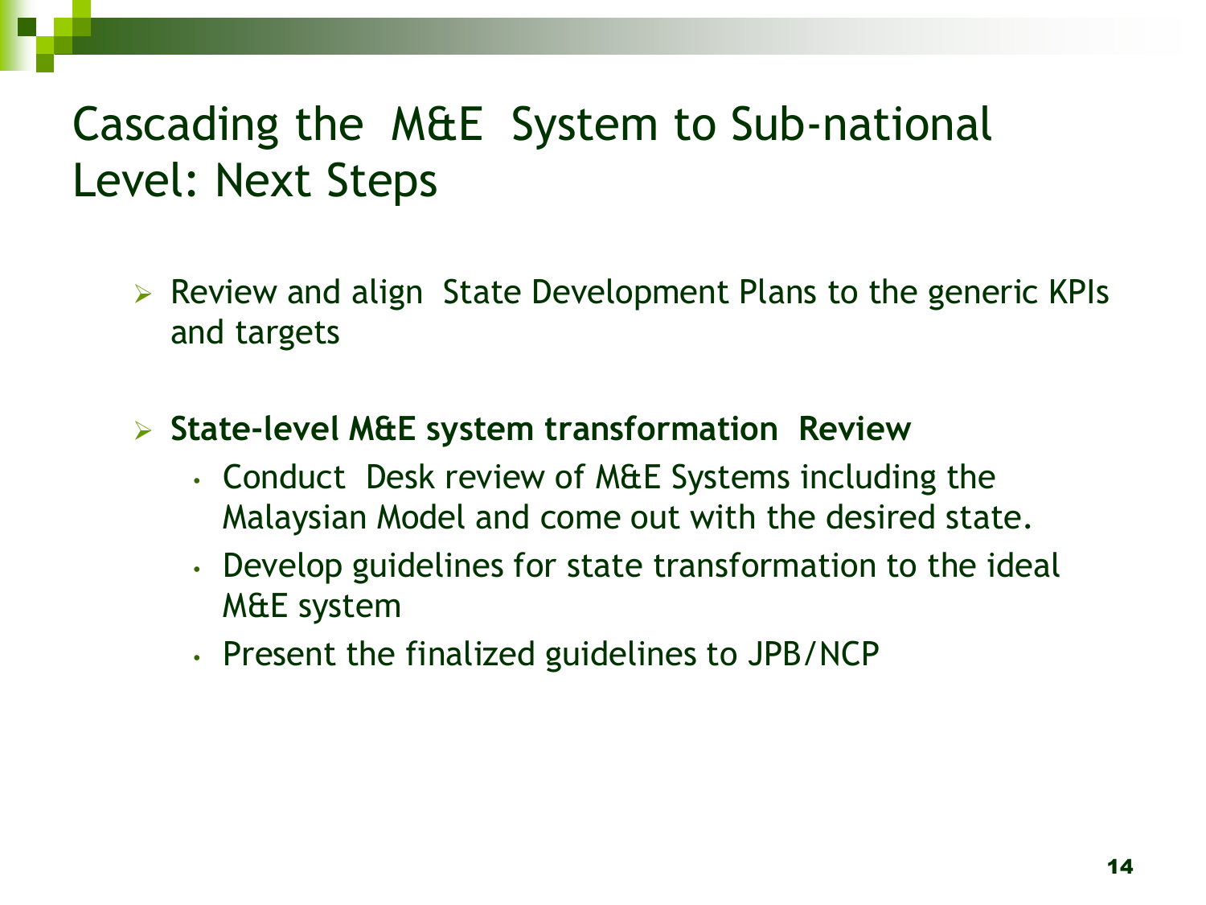# Cascading the M&E System to Sub-national Level: Next Steps

- Review and align State Development Plans to the generic KPIs and targets

- **State-level M&E system transformation Review**
  - Conduct Desk review of M&E Systems including the Malaysian Model and come out with the desired state.
  - Develop guidelines for state transformation to the ideal M&E system
  - Present the finalized guidelines to JPB/NCP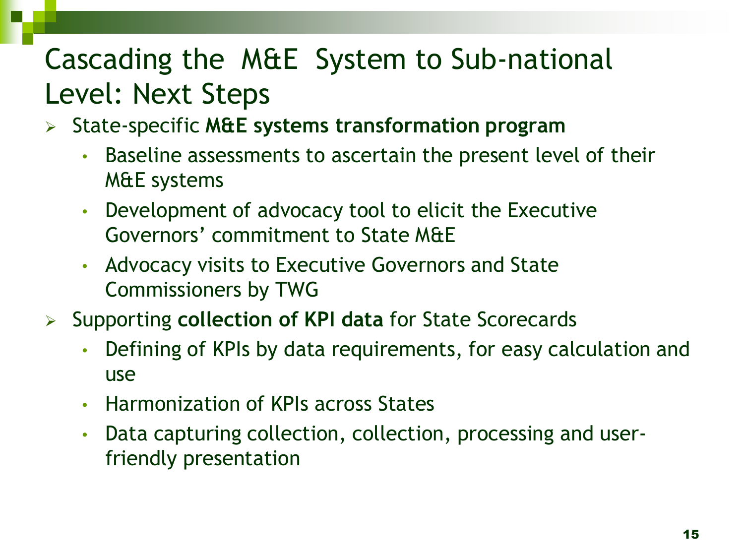# Cascading the M&E System to Sub-national Level: Next Steps

- State-specific **M&E systems transformation program**
  - Baseline assessments to ascertain the present level of their M&E systems
  - Development of advocacy tool to elicit the Executive Governors' commitment to State M&E
  - Advocacy visits to Executive Governors and State Commissioners by TWG
- Supporting **collection of KPI data** for State Scorecards
  - Defining of KPIs by data requirements, for easy calculation and use
  - Harmonization of KPIs across States
  - Data capturing collection, collection, processing and user-friendly presentation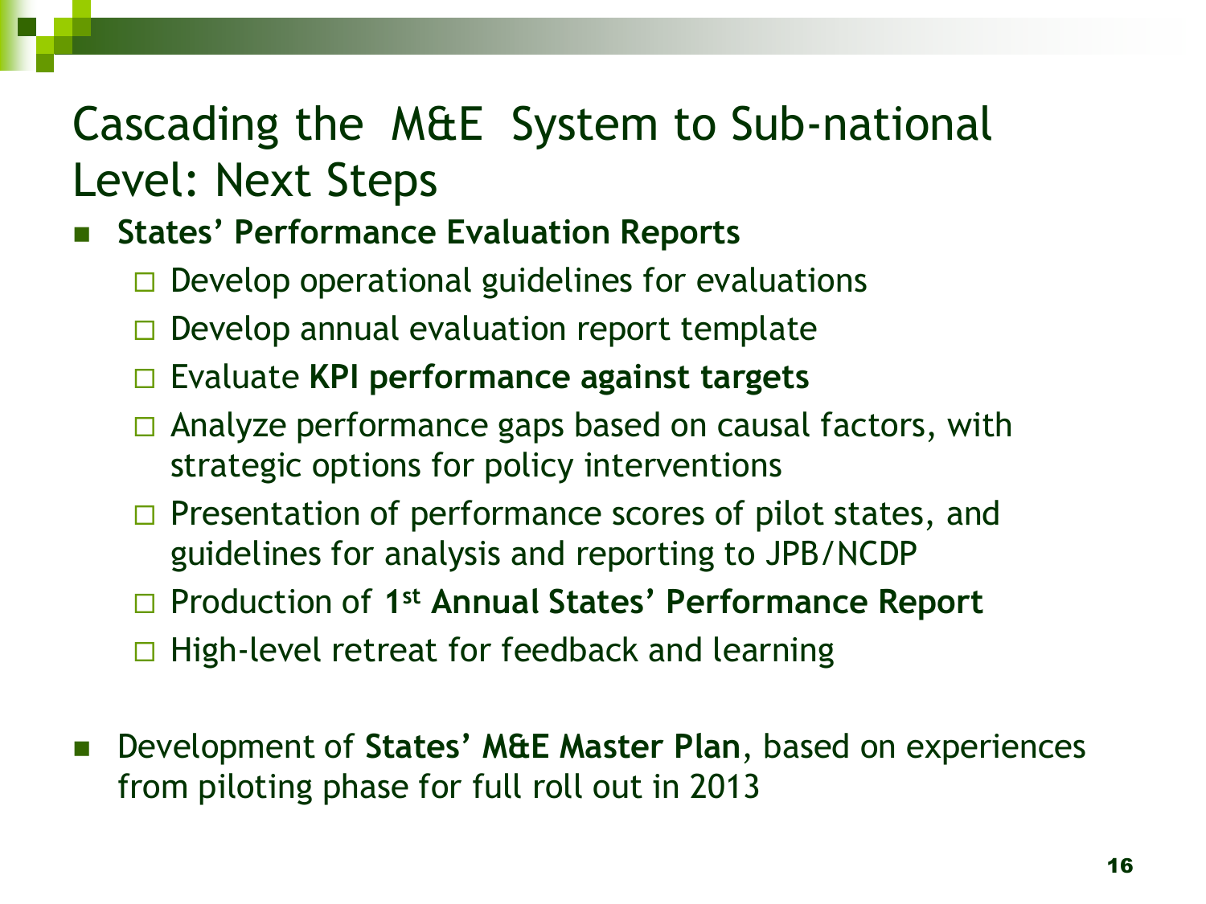# Cascading the M&E System to Sub-national Level: Next Steps

- **States' Performance Evaluation Reports**
  - Develop operational guidelines for evaluations
  - Develop annual evaluation report template
  - Evaluate **KPI performance against targets**
  - Analyze performance gaps based on causal factors, with strategic options for policy interventions
  - Presentation of performance scores of pilot states, and guidelines for analysis and reporting to JPB/NCDP
  - Production of **1st Annual States' Performance Report**
  - High-level retreat for feedback and learning

- Development of **States' M&E Master Plan**, based on experiences from piloting phase for full roll out in 2013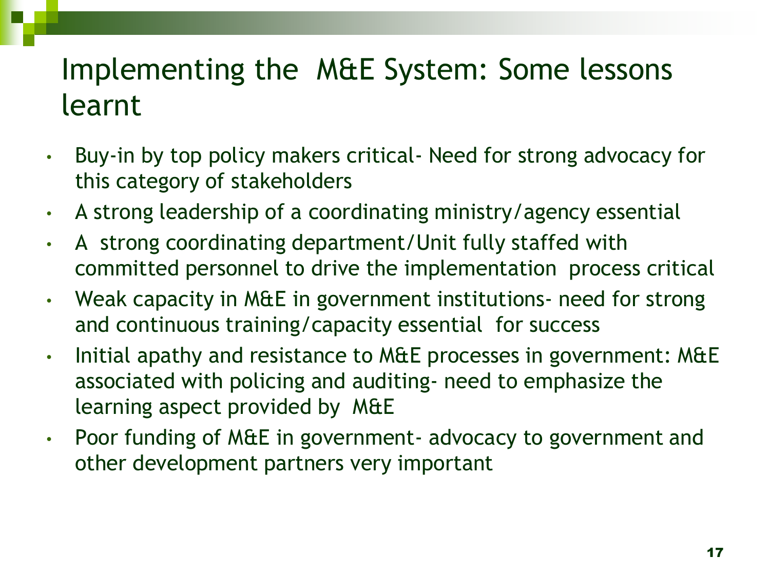# Implementing the M&E System: Some lessons learnt

- Buy-in by top policy makers critical- Need for strong advocacy for this category of stakeholders
- A strong leadership of a coordinating ministry/agency essential
- A strong coordinating department/Unit fully staffed with committed personnel to drive the implementation process critical
- Weak capacity in M&E in government institutions- need for strong and continuous training/capacity essential for success
- Initial apathy and resistance to M&E processes in government: M&E associated with policing and auditing- need to emphasize the learning aspect provided by M&E
- Poor funding of M&E in government- advocacy to government and other development partners very important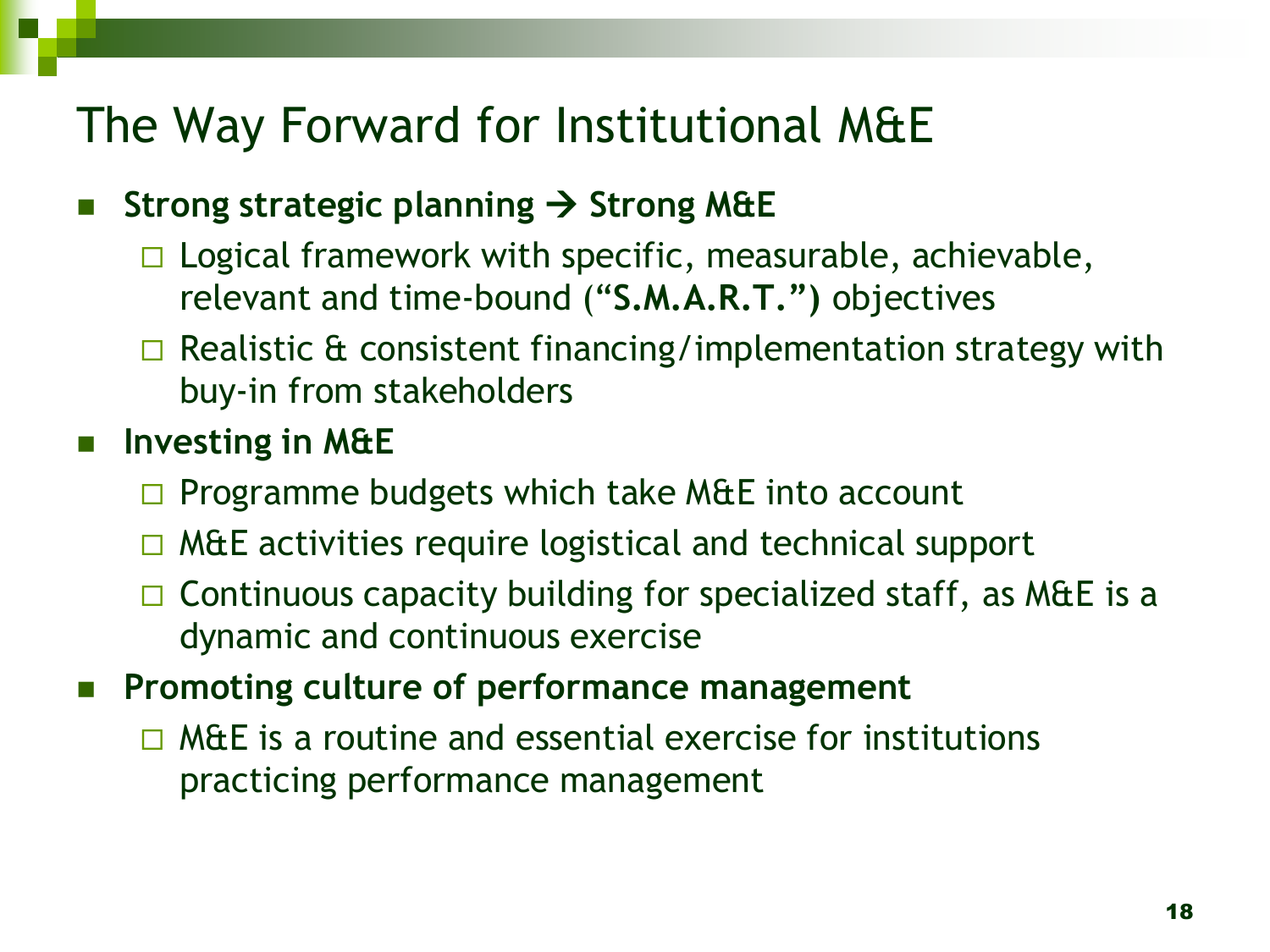# The Way Forward for Institutional M&E

- **Strong strategic planning → Strong M&E**
  - Logical framework with specific, measurable, achievable, relevant and time-bound (**"S.M.A.R.T.")** objectives
  - Realistic & consistent financing/implementation strategy with buy-in from stakeholders
- **Investing in M&E**
  - Programme budgets which take M&E into account
  - M&E activities require logistical and technical support
  - Continuous capacity building for specialized staff, as M&E is a dynamic and continuous exercise
- **Promoting culture of performance management**
  - M&E is a routine and essential exercise for institutions practicing performance management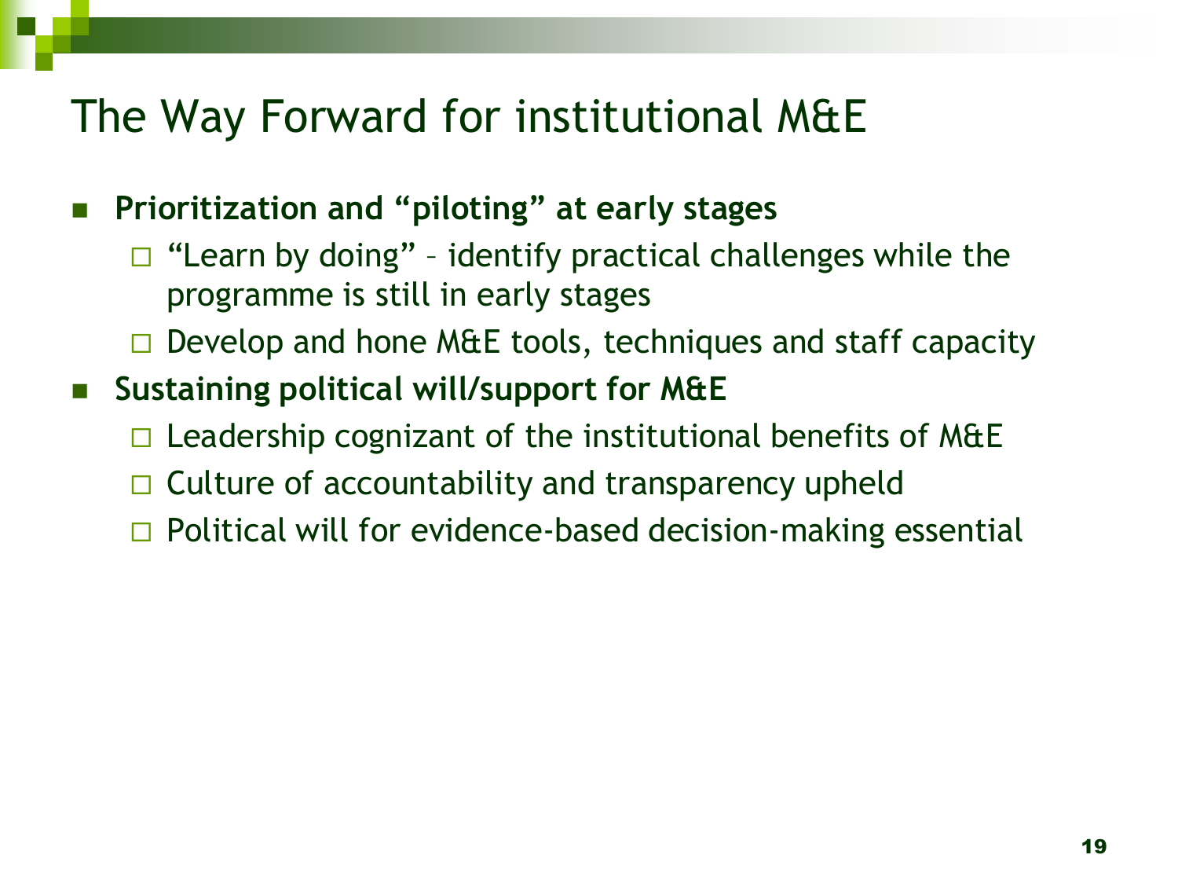# The Way Forward for institutional M&E

- **Prioritization and "piloting" at early stages**
  - "Learn by doing" – identify practical challenges while the programme is still in early stages
  - Develop and hone M&E tools, techniques and staff capacity
- **Sustaining political will/support for M&E**
  - Leadership cognizant of the institutional benefits of M&E
  - Culture of accountability and transparency upheld
  - Political will for evidence-based decision-making essential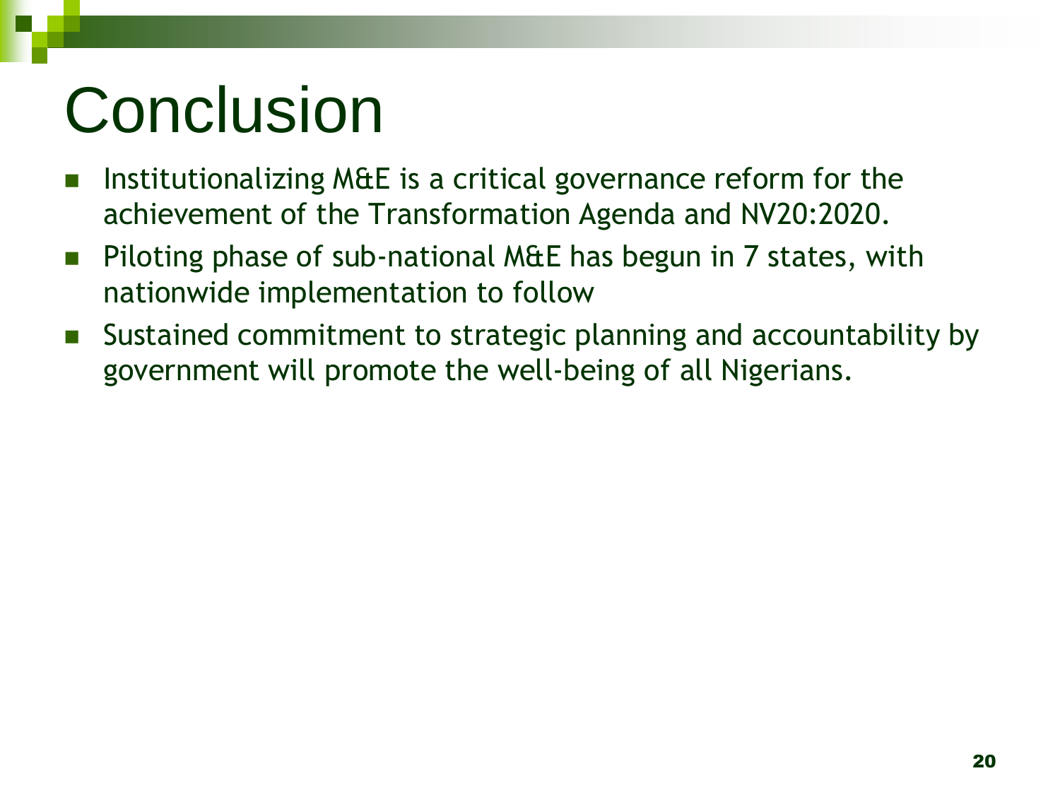# Conclusion

- Institutionalizing M&E is a critical governance reform for the achievement of the Transformation Agenda and NV20:2020.
- Piloting phase of sub-national M&E has begun in 7 states, with nationwide implementation to follow
- Sustained commitment to strategic planning and accountability by government will promote the well-being of all Nigerians.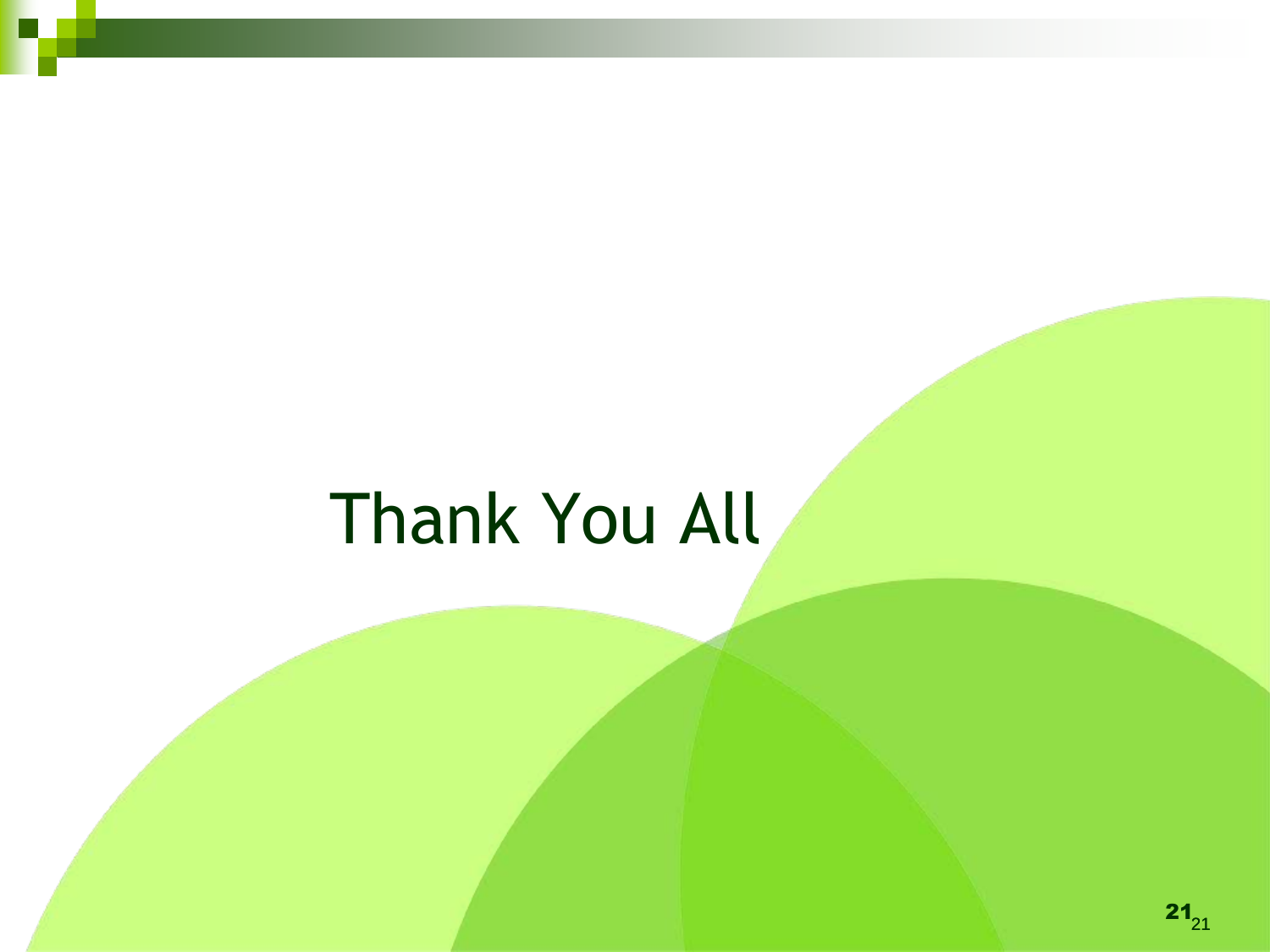# Thank You All